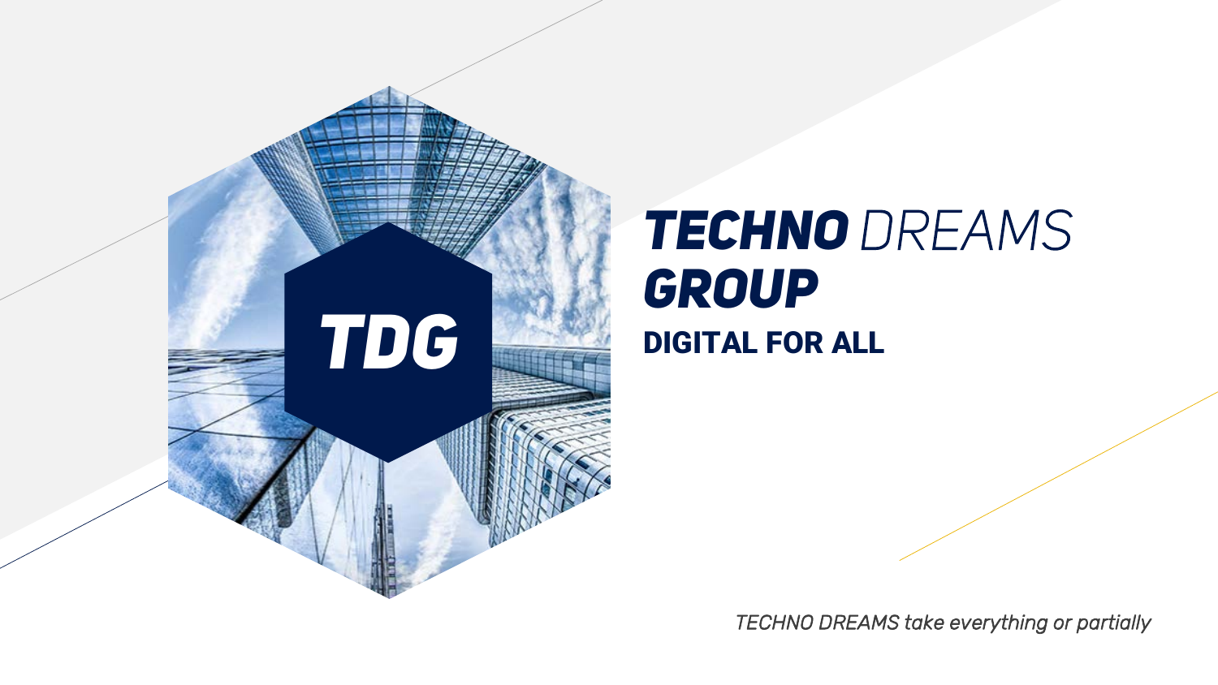TDG

# *TECHNO* DREAMS *GROUP*

## DIGITAL FOR ALL

*TECHNO DREAMS take everything or partially*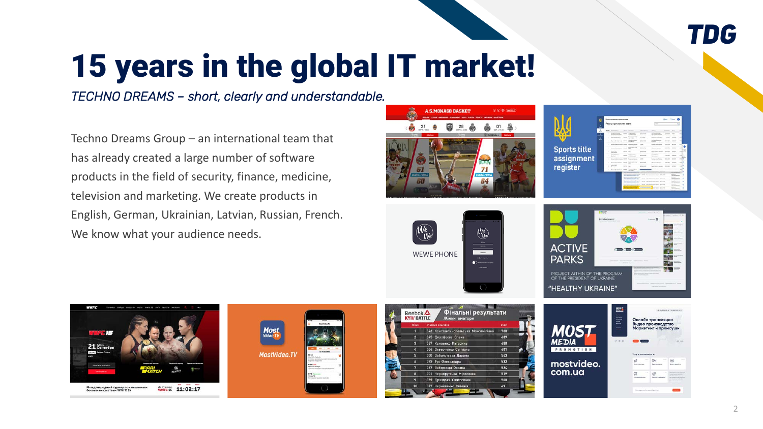# 15 years in the global IT market!

*TECHNO DREAMS – short, clearly and understandable.*

Techno Dreams Group – an international team that has already created a large number of software products in the field of security, finance, medicine, television and marketing. We create products in English, German, Ukrainian, Latvian, Russian, French. We know what your audience needs.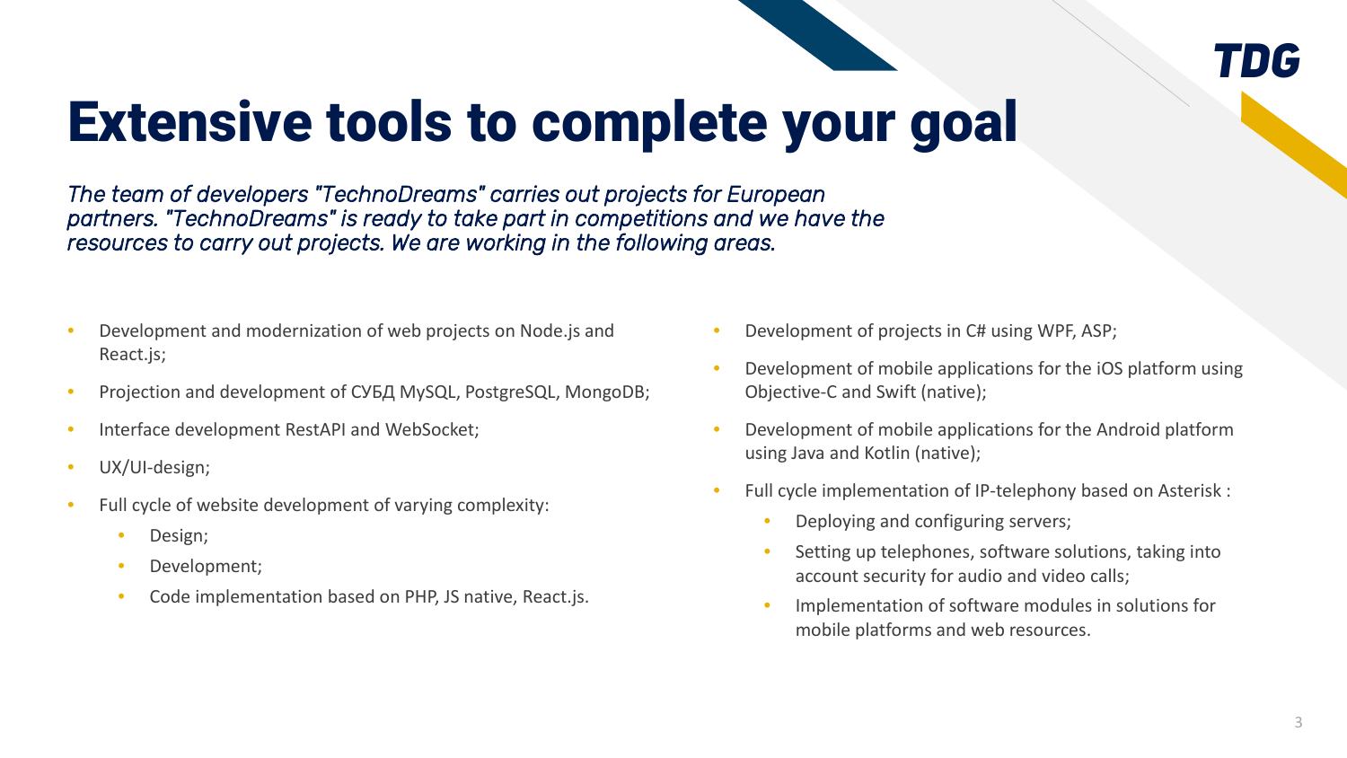# Extensive tools to complete your goal

*The team of developers "TechnoDreams" carries out projects for European partners. "TechnoDreams" is ready to take part in competitions and we have the resources to carry out projects. We are working in the following areas.*

- Development and modernization of web projects on Node.js and React.js;
- Projection and development of СУБД MySQL, PostgreSQL, MongoDB;
- Interface development RestAPI and WebSocket;
- UX/UI-design;
- Full cycle of website development of varying complexity:
  - Design;
  - Development;
  - Code implementation based on PHP, JS native, React.js.
- Development of projects in C# using WPF, ASP;
- Development of mobile applications for the iOS platform using Objective-C and Swift (native);
- Development of mobile applications for the Android platform using Java and Kotlin (native);
- Full cycle implementation of IP-telephony based on Asterisk :
  - Deploying and configuring servers;
  - Setting up telephones, software solutions, taking into account security for audio and video calls;
  - Implementation of software modules in solutions for mobile platforms and web resources.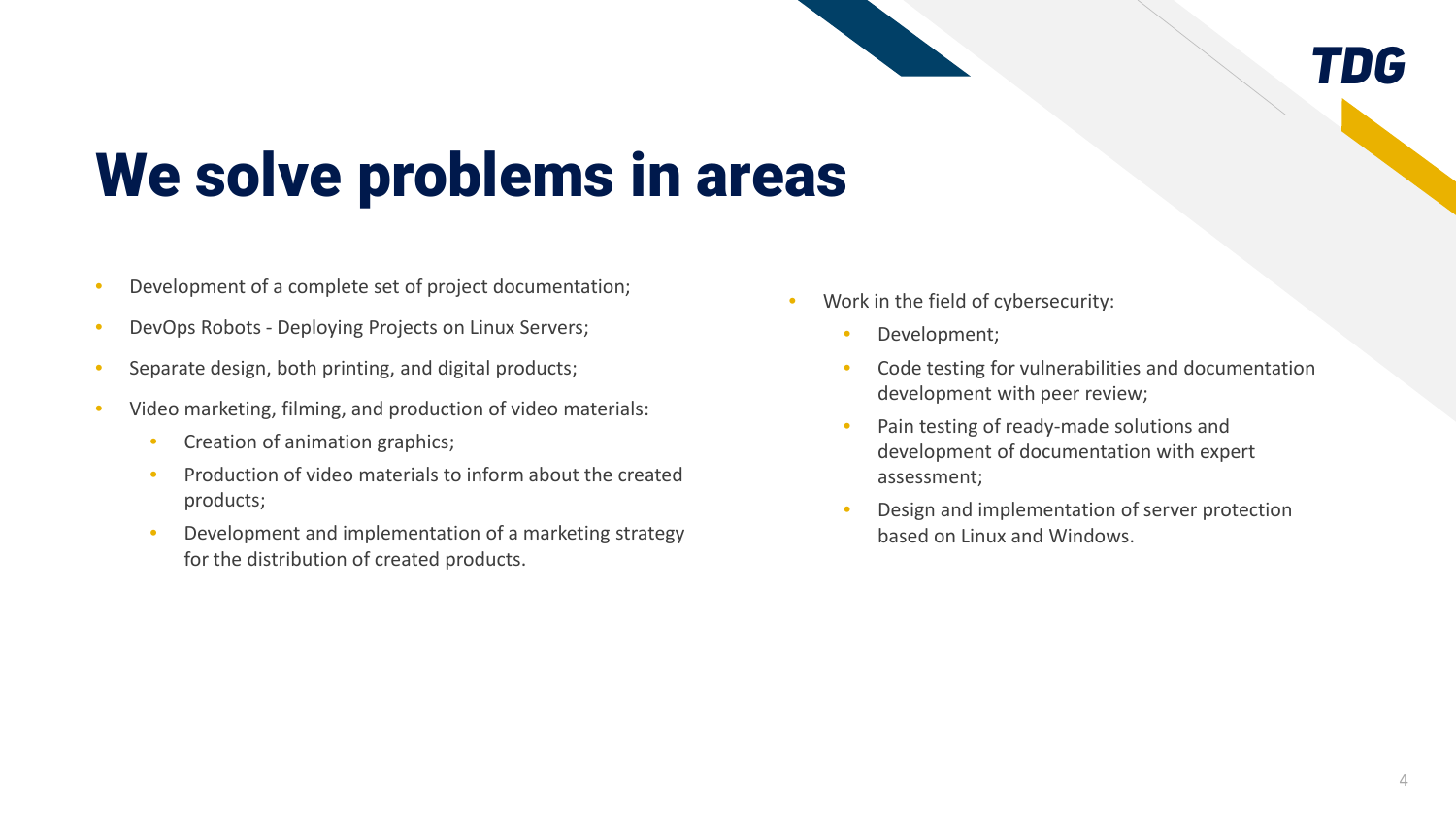# We solve problems in areas

- Development of a complete set of project documentation;
- DevOps Robots - Deploying Projects on Linux Servers;
- Separate design, both printing, and digital products;
- Video marketing, filming, and production of video materials:
  - Creation of animation graphics;
  - Production of video materials to inform about the created products;
  - Development and implementation of a marketing strategy for the distribution of created products.
- Work in the field of cybersecurity:
  - Development;
  - Code testing for vulnerabilities and documentation development with peer review;
  - Pain testing of ready-made solutions and development of documentation with expert assessment;
  - Design and implementation of server protection based on Linux and Windows.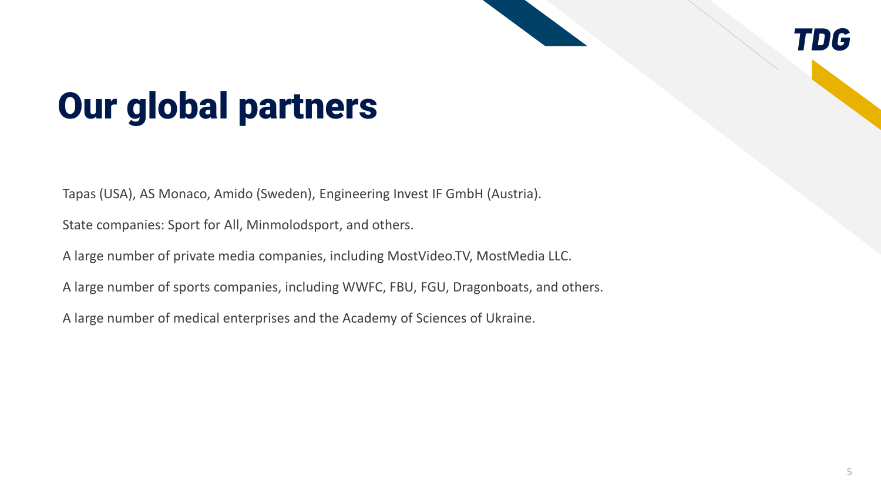# Our global partners

Tapas (USA), AS Monaco, Amido (Sweden), Engineering Invest IF GmbH (Austria).

State companies: Sport for All, Minmolodsport, and others.

A large number of private media companies, including MostVideo.TV, MostMedia LLC.

A large number of sports companies, including WWFC, FBU, FGU, Dragonboats, and others.

A large number of medical enterprises and the Academy of Sciences of Ukraine.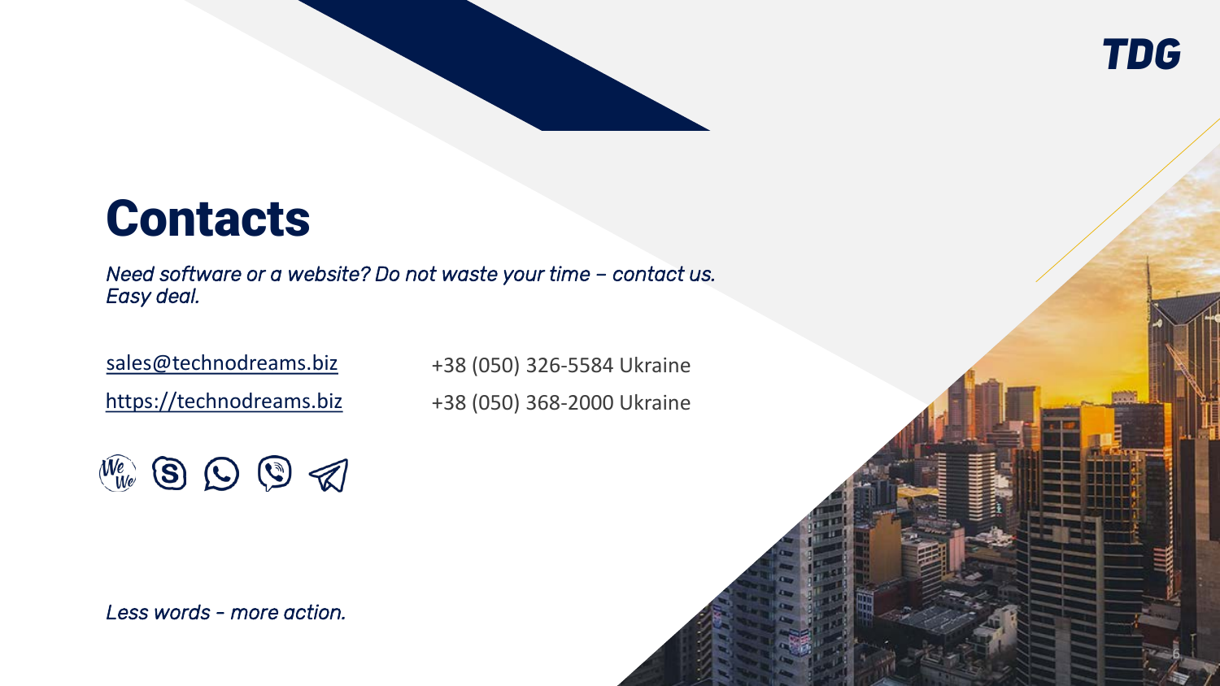TDG

# Contacts

*Need software or a website? Do not waste your time – contact us. Easy deal.*

sales@technodreams.biz

https://technodreams.biz

+38 (050) 326-5584 Ukraine

+38 (050) 368-2000 Ukraine

*Less words - more action.*